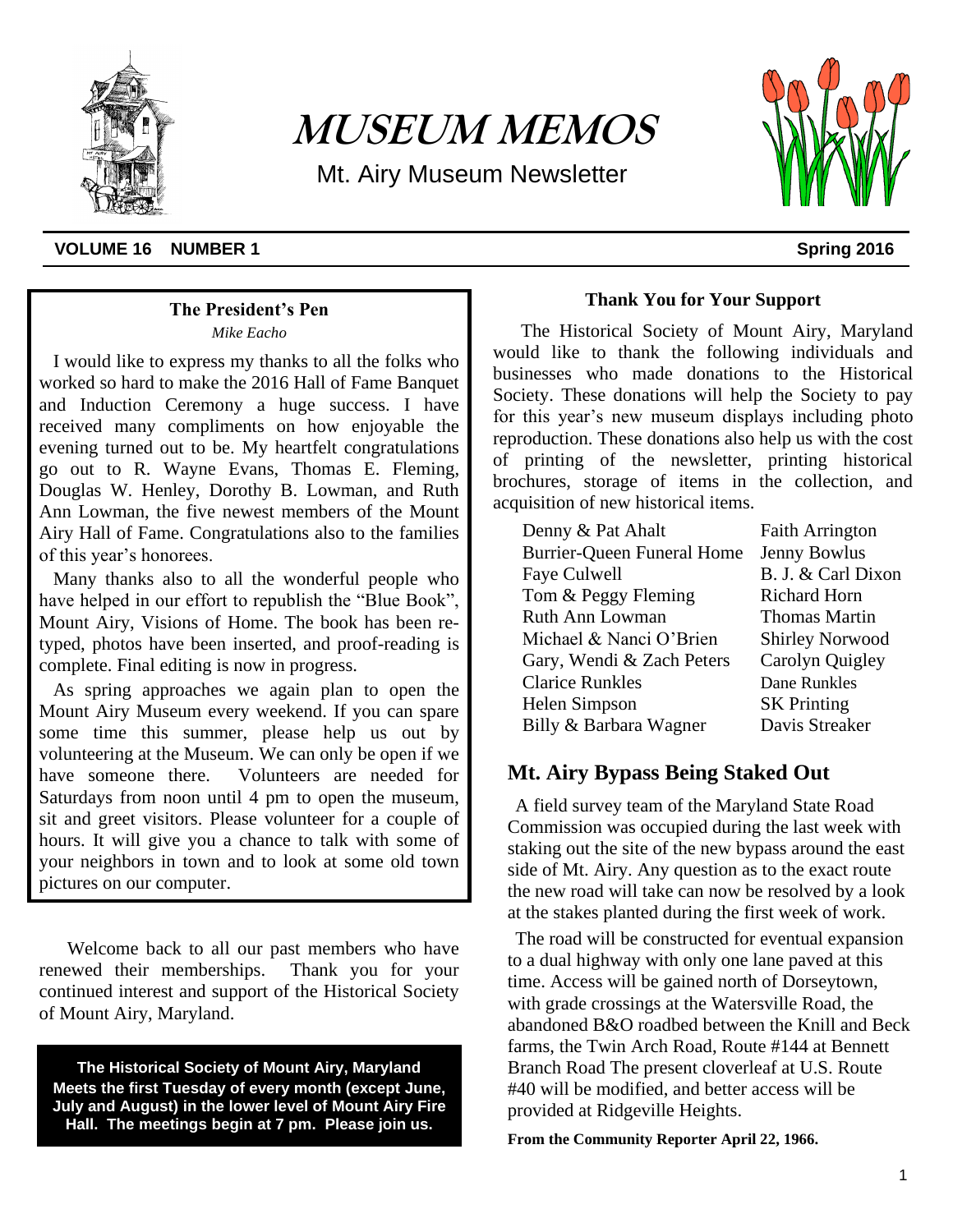# MUSEUM MEMOS

Mt. Airy Museum Newsletter

**VOLUME 16 NUMBER 1** **Spring 2016**

### The President's Pen

*Mike Eacho*

I would like to express my thanks to all the folks who worked so hard to make the 2016 Hall of Fame Banquet and Induction Ceremony a huge success. I have received many compliments on how enjoyable the evening turned out to be. My heartfelt congratulations go out to R. Wayne Evans, Thomas E. Fleming, Douglas W. Henley, Dorothy B. Lowman, and Ruth Ann Lowman, the five newest members of the Mount Airy Hall of Fame. Congratulations also to the families of this year's honorees.

Many thanks also to all the wonderful people who have helped in our effort to republish the "Blue Book", Mount Airy, Visions of Home. The book has been re-typed, photos have been inserted, and proof-reading is complete. Final editing is now in progress.

As spring approaches we again plan to open the Mount Airy Museum every weekend. If you can spare some time this summer, please help us out by volunteering at the Museum. We can only be open if we have someone there. Volunteers are needed for Saturdays from noon until 4 pm to open the museum, sit and greet visitors. Please volunteer for a couple of hours. It will give you a chance to talk with some of your neighbors in town and to look at some old town pictures on our computer.

Welcome back to all our past members who have renewed their memberships. Thank you for your continued interest and support of the Historical Society of Mount Airy, Maryland.

**The Historical Society of Mount Airy, Maryland Meets the first Tuesday of every month (except June, July and August) in the lower level of Mount Airy Fire Hall. The meetings begin at 7 pm. Please join us.**

### Thank You for Your Support

The Historical Society of Mount Airy, Maryland would like to thank the following individuals and businesses who made donations to the Historical Society. These donations will help the Society to pay for this year's new museum displays including photo reproduction. These donations also help us with the cost of printing of the newsletter, printing historical brochures, storage of items in the collection, and acquisition of new historical items.

| | |
|---|---|
| Denny & Pat Ahalt | Faith Arrington |
| Burrier-Queen Funeral Home | Jenny Bowlus |
| Faye Culwell | B. J. & Carl Dixon |
| Tom & Peggy Fleming | Richard Horn |
| Ruth Ann Lowman | Thomas Martin |
| Michael & Nanci O'Brien | Shirley Norwood |
| Gary, Wendi & Zach Peters | Carolyn Quigley |
| Clarice Runkles | Dane Runkles |
| Helen Simpson | SK Printing |
| Billy & Barbara Wagner | Davis Streaker |

## Mt. Airy Bypass Being Staked Out

A field survey team of the Maryland State Road Commission was occupied during the last week with staking out the site of the new bypass around the east side of Mt. Airy. Any question as to the exact route the new road will take can now be resolved by a look at the stakes planted during the first week of work.

The road will be constructed for eventual expansion to a dual highway with only one lane paved at this time. Access will be gained north of Dorseytown, with grade crossings at the Watersville Road, the abandoned B&O roadbed between the Knill and Beck farms, the Twin Arch Road, Route #144 at Bennett Branch Road The present cloverleaf at U.S. Route #40 will be modified, and better access will be provided at Ridgeville Heights.

**From the Community Reporter April 22, 1966.**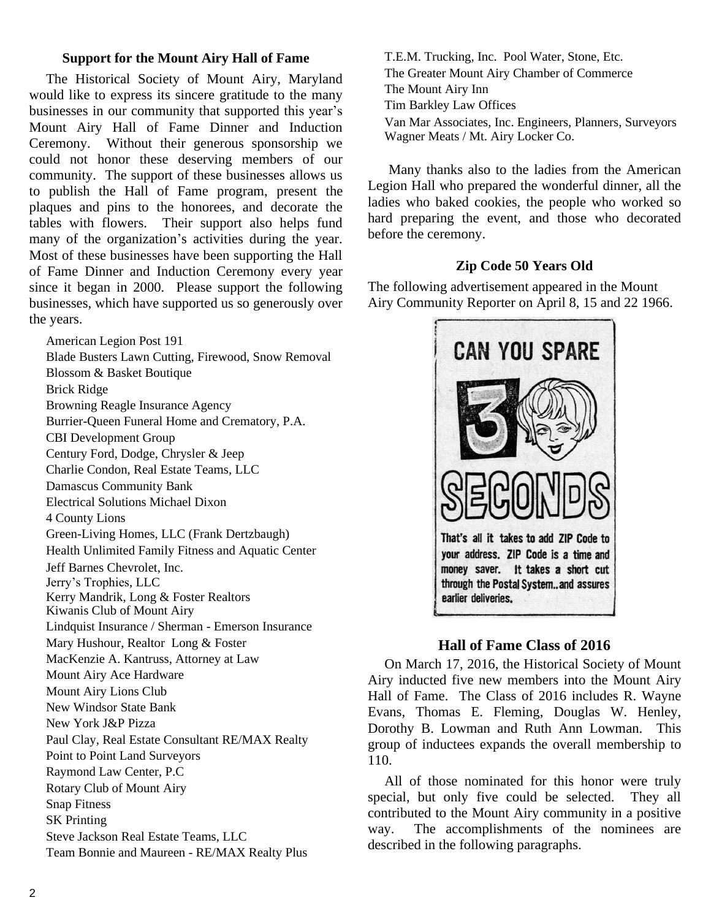### Support for the Mount Airy Hall of Fame

The Historical Society of Mount Airy, Maryland would like to express its sincere gratitude to the many businesses in our community that supported this year's Mount Airy Hall of Fame Dinner and Induction Ceremony. Without their generous sponsorship we could not honor these deserving members of our community. The support of these businesses allows us to publish the Hall of Fame program, present the plaques and pins to the honorees, and decorate the tables with flowers. Their support also helps fund many of the organization's activities during the year. Most of these businesses have been supporting the Hall of Fame Dinner and Induction Ceremony every year since it began in 2000. Please support the following businesses, which have supported us so generously over the years.

American Legion Post 191
Blade Busters Lawn Cutting, Firewood, Snow Removal
Blossom & Basket Boutique
Brick Ridge
Browning Reagle Insurance Agency
Burrier-Queen Funeral Home and Crematory, P.A.
CBI Development Group
Century Ford, Dodge, Chrysler & Jeep
Charlie Condon, Real Estate Teams, LLC
Damascus Community Bank
Electrical Solutions Michael Dixon
4 County Lions
Green-Living Homes, LLC (Frank Dertzbaugh)
Health Unlimited Family Fitness and Aquatic Center
Jeff Barnes Chevrolet, Inc.
Jerry's Trophies, LLC
Kerry Mandrik, Long & Foster Realtors
Kiwanis Club of Mount Airy
Lindquist Insurance / Sherman - Emerson Insurance
Mary Hushour, Realtor Long & Foster
MacKenzie A. Kantruss, Attorney at Law
Mount Airy Ace Hardware
Mount Airy Lions Club
New Windsor State Bank
New York J&P Pizza
Paul Clay, Real Estate Consultant RE/MAX Realty
Point to Point Land Surveyors
Raymond Law Center, P.C
Rotary Club of Mount Airy
Snap Fitness
SK Printing
Steve Jackson Real Estate Teams, LLC
Team Bonnie and Maureen - RE/MAX Realty Plus
T.E.M. Trucking, Inc. Pool Water, Stone, Etc.
The Greater Mount Airy Chamber of Commerce
The Mount Airy Inn
Tim Barkley Law Offices
Van Mar Associates, Inc. Engineers, Planners, Surveyors
Wagner Meats / Mt. Airy Locker Co.

Many thanks also to the ladies from the American Legion Hall who prepared the wonderful dinner, all the ladies who baked cookies, the people who worked so hard preparing the event, and those who decorated before the ceremony.

### Zip Code 50 Years Old

The following advertisement appeared in the Mount Airy Community Reporter on April 8, 15 and 22 1966.

CAN YOU SPARE 3 SECONDS

That's all it takes to add ZIP Code to your address. ZIP Code is a time and money saver. It takes a short cut through the Postal System.. and assures earlier deliveries.

### Hall of Fame Class of 2016

On March 17, 2016, the Historical Society of Mount Airy inducted five new members into the Mount Airy Hall of Fame. The Class of 2016 includes R. Wayne Evans, Thomas E. Fleming, Douglas W. Henley, Dorothy B. Lowman and Ruth Ann Lowman. This group of inductees expands the overall membership to 110.

All of those nominated for this honor were truly special, but only five could be selected. They all contributed to the Mount Airy community in a positive way. The accomplishments of the nominees are described in the following paragraphs.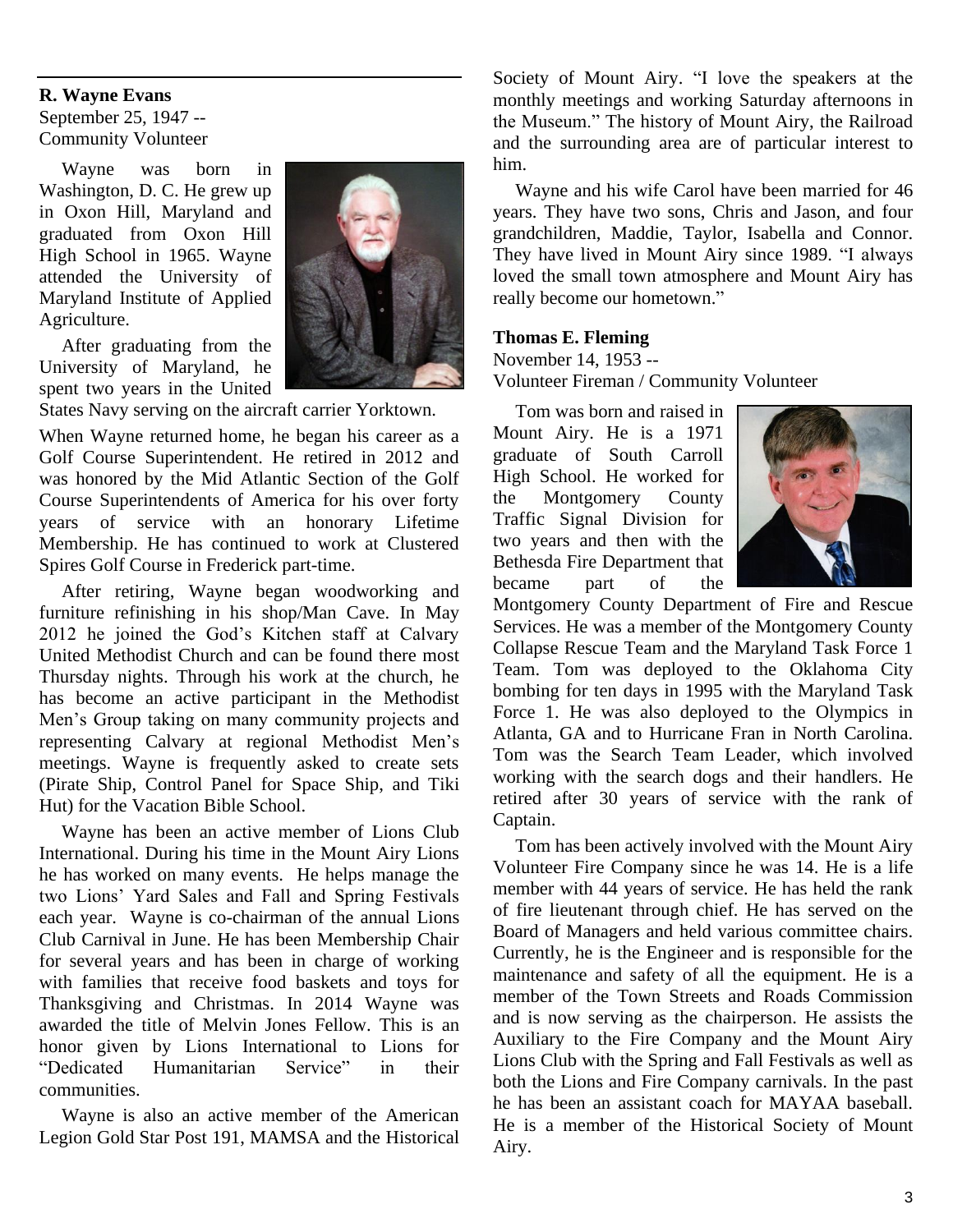**R. Wayne Evans**
September 25, 1947 --
Community Volunteer

Wayne was born in Washington, D. C. He grew up in Oxon Hill, Maryland and graduated from Oxon Hill High School in 1965. Wayne attended the University of Maryland Institute of Applied Agriculture.

After graduating from the University of Maryland, he spent two years in the United States Navy serving on the aircraft carrier Yorktown.

When Wayne returned home, he began his career as a Golf Course Superintendent. He retired in 2012 and was honored by the Mid Atlantic Section of the Golf Course Superintendents of America for his over forty years of service with an honorary Lifetime Membership. He has continued to work at Clustered Spires Golf Course in Frederick part-time.

After retiring, Wayne began woodworking and furniture refinishing in his shop/Man Cave. In May 2012 he joined the God's Kitchen staff at Calvary United Methodist Church and can be found there most Thursday nights. Through his work at the church, he has become an active participant in the Methodist Men's Group taking on many community projects and representing Calvary at regional Methodist Men's meetings. Wayne is frequently asked to create sets (Pirate Ship, Control Panel for Space Ship, and Tiki Hut) for the Vacation Bible School.

Wayne has been an active member of Lions Club International. During his time in the Mount Airy Lions he has worked on many events. He helps manage the two Lions' Yard Sales and Fall and Spring Festivals each year. Wayne is co-chairman of the annual Lions Club Carnival in June. He has been Membership Chair for several years and has been in charge of working with families that receive food baskets and toys for Thanksgiving and Christmas. In 2014 Wayne was awarded the title of Melvin Jones Fellow. This is an honor given by Lions International to Lions for "Dedicated Humanitarian Service" in their communities.

Wayne is also an active member of the American Legion Gold Star Post 191, MAMSA and the Historical Society of Mount Airy. "I love the speakers at the monthly meetings and working Saturday afternoons in the Museum." The history of Mount Airy, the Railroad and the surrounding area are of particular interest to him.

Wayne and his wife Carol have been married for 46 years. They have two sons, Chris and Jason, and four grandchildren, Maddie, Taylor, Isabella and Connor. They have lived in Mount Airy since 1989. "I always loved the small town atmosphere and Mount Airy has really become our hometown."

**Thomas E. Fleming**
November 14, 1953 --
Volunteer Fireman / Community Volunteer

Tom was born and raised in Mount Airy. He is a 1971 graduate of South Carroll High School. He worked for the Montgomery County Traffic Signal Division for two years and then with the Bethesda Fire Department that became part of the Montgomery County Department of Fire and Rescue Services. He was a member of the Montgomery County Collapse Rescue Team and the Maryland Task Force 1 Team. Tom was deployed to the Oklahoma City bombing for ten days in 1995 with the Maryland Task Force 1. He was also deployed to the Olympics in Atlanta, GA and to Hurricane Fran in North Carolina. Tom was the Search Team Leader, which involved working with the search dogs and their handlers. He retired after 30 years of service with the rank of Captain.

Tom has been actively involved with the Mount Airy Volunteer Fire Company since he was 14. He is a life member with 44 years of service. He has held the rank of fire lieutenant through chief. He has served on the Board of Managers and held various committee chairs. Currently, he is the Engineer and is responsible for the maintenance and safety of all the equipment. He is a member of the Town Streets and Roads Commission and is now serving as the chairperson. He assists the Auxiliary to the Fire Company and the Mount Airy Lions Club with the Spring and Fall Festivals as well as both the Lions and Fire Company carnivals. In the past he has been an assistant coach for MAYAA baseball. He is a member of the Historical Society of Mount Airy.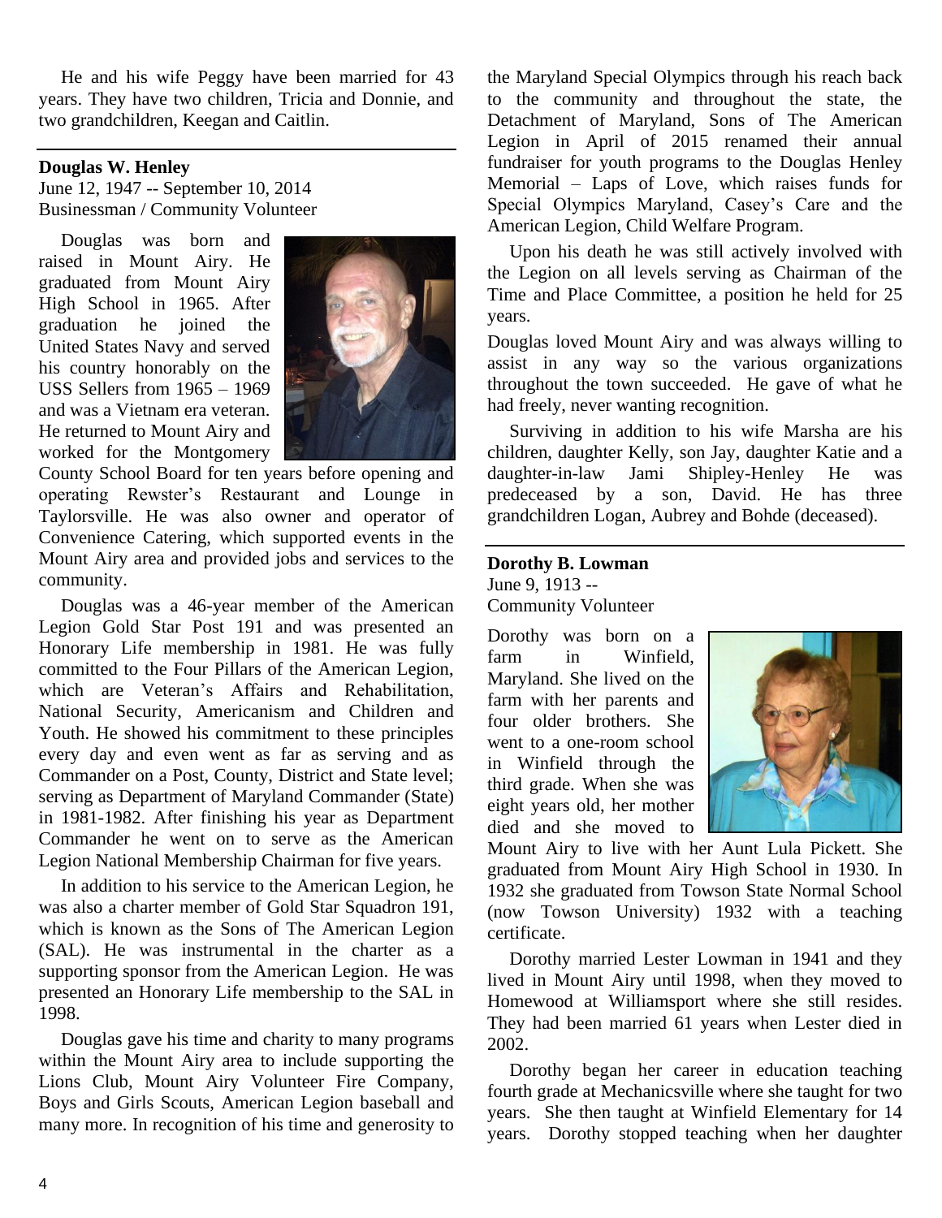He and his wife Peggy have been married for 43 years. They have two children, Tricia and Donnie, and two grandchildren, Keegan and Caitlin.

---

**Douglas W. Henley**
June 12, 1947 -- September 10, 2014
Businessman / Community Volunteer

Douglas was born and raised in Mount Airy. He graduated from Mount Airy High School in 1965. After graduation he joined the United States Navy and served his country honorably on the USS Sellers from 1965 – 1969 and was a Vietnam era veteran. He returned to Mount Airy and worked for the Montgomery County School Board for ten years before opening and operating Rewster's Restaurant and Lounge in Taylorsville. He was also owner and operator of Convenience Catering, which supported events in the Mount Airy area and provided jobs and services to the community.

Douglas was a 46-year member of the American Legion Gold Star Post 191 and was presented an Honorary Life membership in 1981. He was fully committed to the Four Pillars of the American Legion, which are Veteran's Affairs and Rehabilitation, National Security, Americanism and Children and Youth. He showed his commitment to these principles every day and even went as far as serving and as Commander on a Post, County, District and State level; serving as Department of Maryland Commander (State) in 1981-1982. After finishing his year as Department Commander he went on to serve as the American Legion National Membership Chairman for five years.

In addition to his service to the American Legion, he was also a charter member of Gold Star Squadron 191, which is known as the Sons of The American Legion (SAL). He was instrumental in the charter as a supporting sponsor from the American Legion. He was presented an Honorary Life membership to the SAL in 1998.

Douglas gave his time and charity to many programs within the Mount Airy area to include supporting the Lions Club, Mount Airy Volunteer Fire Company, Boys and Girls Scouts, American Legion baseball and many more. In recognition of his time and generosity to the Maryland Special Olympics through his reach back to the community and throughout the state, the Detachment of Maryland, Sons of The American Legion in April of 2015 renamed their annual fundraiser for youth programs to the Douglas Henley Memorial – Laps of Love, which raises funds for Special Olympics Maryland, Casey's Care and the American Legion, Child Welfare Program.

Upon his death he was still actively involved with the Legion on all levels serving as Chairman of the Time and Place Committee, a position he held for 25 years.

Douglas loved Mount Airy and was always willing to assist in any way so the various organizations throughout the town succeeded. He gave of what he had freely, never wanting recognition.

Surviving in addition to his wife Marsha are his children, daughter Kelly, son Jay, daughter Katie and a daughter-in-law Jami Shipley-Henley He was predeceased by a son, David. He has three grandchildren Logan, Aubrey and Bohde (deceased).

---

**Dorothy B. Lowman**
June 9, 1913 --
Community Volunteer

Dorothy was born on a farm in Winfield, Maryland. She lived on the farm with her parents and four older brothers. She went to a one-room school in Winfield through the third grade. When she was eight years old, her mother died and she moved to Mount Airy to live with her Aunt Lula Pickett. She graduated from Mount Airy High School in 1930. In 1932 she graduated from Towson State Normal School (now Towson University) 1932 with a teaching certificate.

Dorothy married Lester Lowman in 1941 and they lived in Mount Airy until 1998, when they moved to Homewood at Williamsport where she still resides. They had been married 61 years when Lester died in 2002.

Dorothy began her career in education teaching fourth grade at Mechanicsville where she taught for two years. She then taught at Winfield Elementary for 14 years. Dorothy stopped teaching when her daughter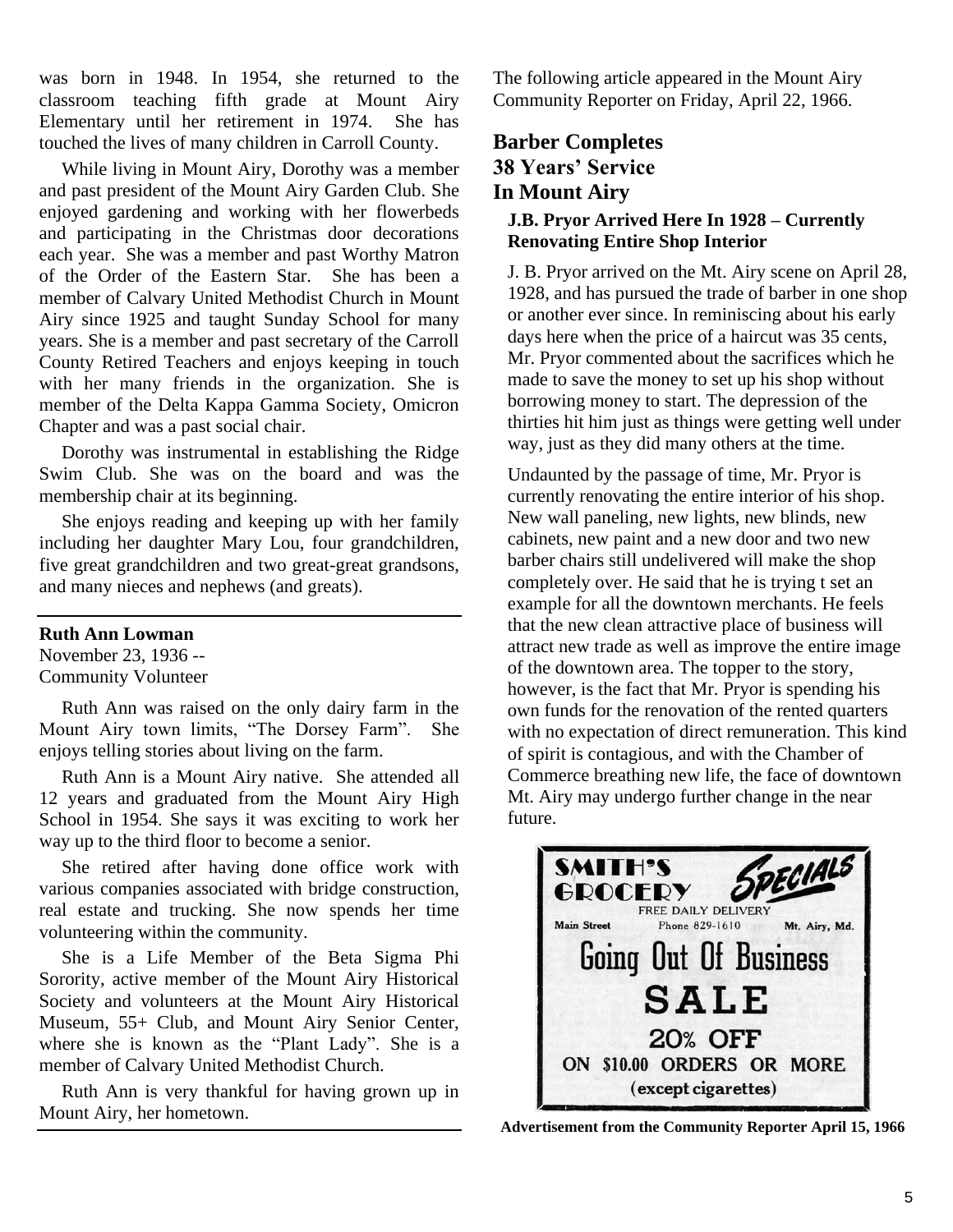was born in 1948. In 1954, she returned to the classroom teaching fifth grade at Mount Airy Elementary until her retirement in 1974. She has touched the lives of many children in Carroll County.

While living in Mount Airy, Dorothy was a member and past president of the Mount Airy Garden Club. She enjoyed gardening and working with her flowerbeds and participating in the Christmas door decorations each year. She was a member and past Worthy Matron of the Order of the Eastern Star. She has been a member of Calvary United Methodist Church in Mount Airy since 1925 and taught Sunday School for many years. She is a member and past secretary of the Carroll County Retired Teachers and enjoys keeping in touch with her many friends in the organization. She is member of the Delta Kappa Gamma Society, Omicron Chapter and was a past social chair.

Dorothy was instrumental in establishing the Ridge Swim Club. She was on the board and was the membership chair at its beginning.

She enjoys reading and keeping up with her family including her daughter Mary Lou, four grandchildren, five great grandchildren and two great-great grandsons, and many nieces and nephews (and greats).

---

**Ruth Ann Lowman**
November 23, 1936 --
Community Volunteer

Ruth Ann was raised on the only dairy farm in the Mount Airy town limits, "The Dorsey Farm". She enjoys telling stories about living on the farm.

Ruth Ann is a Mount Airy native. She attended all 12 years and graduated from the Mount Airy High School in 1954. She says it was exciting to work her way up to the third floor to become a senior.

She retired after having done office work with various companies associated with bridge construction, real estate and trucking. She now spends her time volunteering within the community.

She is a Life Member of the Beta Sigma Phi Sorority, active member of the Mount Airy Historical Society and volunteers at the Mount Airy Historical Museum, 55+ Club, and Mount Airy Senior Center, where she is known as the "Plant Lady". She is a member of Calvary United Methodist Church.

Ruth Ann is very thankful for having grown up in Mount Airy, her hometown.

---

The following article appeared in the Mount Airy Community Reporter on Friday, April 22, 1966.

## Barber Completes 38 Years' Service In Mount Airy

### J.B. Pryor Arrived Here In 1928 – Currently Renovating Entire Shop Interior

J. B. Pryor arrived on the Mt. Airy scene on April 28, 1928, and has pursued the trade of barber in one shop or another ever since. In reminiscing about his early days here when the price of a haircut was 35 cents, Mr. Pryor commented about the sacrifices which he made to save the money to set up his shop without borrowing money to start. The depression of the thirties hit him just as things were getting well under way, just as they did many others at the time.

Undaunted by the passage of time, Mr. Pryor is currently renovating the entire interior of his shop. New wall paneling, new lights, new blinds, new cabinets, new paint and a new door and two new barber chairs still undelivered will make the shop completely over. He said that he is trying t set an example for all the downtown merchants. He feels that the new clean attractive place of business will attract new trade as well as improve the entire image of the downtown area. The topper to the story, however, is the fact that Mr. Pryor is spending his own funds for the renovation of the rented quarters with no expectation of direct remuneration. This kind of spirit is contagious, and with the Chamber of Commerce breathing new life, the face of downtown Mt. Airy may undergo further change in the near future.

SMITH'S GROCERY SPECIALS
FREE DAILY DELIVERY
Main Street Phone 829-1610 Mt. Airy, Md.
Going Out Of Business
SALE
20% OFF
ON $10.00 ORDERS OR MORE
(except cigarettes)

**Advertisement from the Community Reporter April 15, 1966**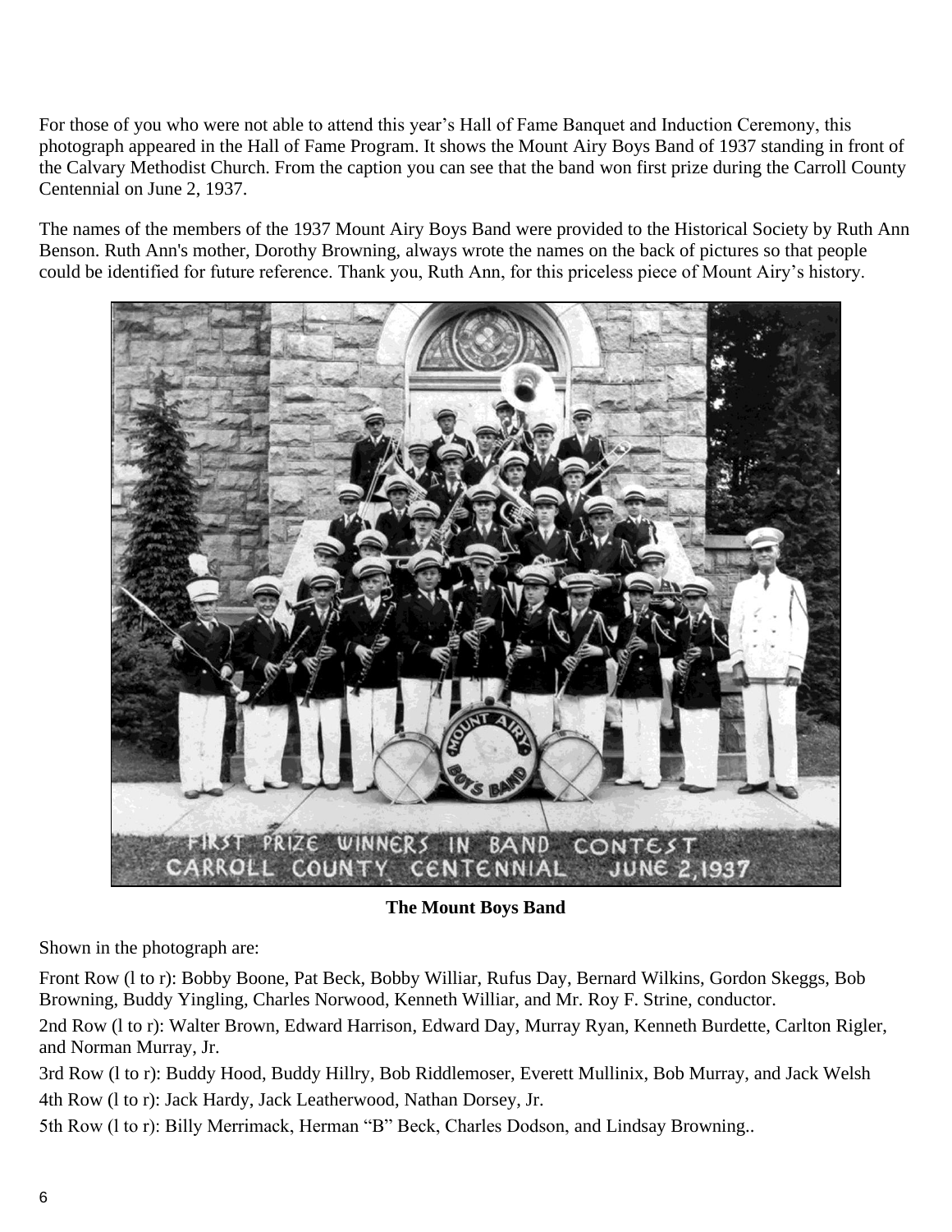For those of you who were not able to attend this year's Hall of Fame Banquet and Induction Ceremony, this photograph appeared in the Hall of Fame Program. It shows the Mount Airy Boys Band of 1937 standing in front of the Calvary Methodist Church. From the caption you can see that the band won first prize during the Carroll County Centennial on June 2, 1937.

The names of the members of the 1937 Mount Airy Boys Band were provided to the Historical Society by Ruth Ann Benson. Ruth Ann's mother, Dorothy Browning, always wrote the names on the back of pictures so that people could be identified for future reference. Thank you, Ruth Ann, for this priceless piece of Mount Airy's history.

FIRST PRIZE WINNERS IN BAND CONTEST
CARROLL COUNTY CENTENNIAL JUNE 2, 1937

**The Mount Boys Band**

Shown in the photograph are:

Front Row (l to r): Bobby Boone, Pat Beck, Bobby Williar, Rufus Day, Bernard Wilkins, Gordon Skeggs, Bob Browning, Buddy Yingling, Charles Norwood, Kenneth Williar, and Mr. Roy F. Strine, conductor.

2nd Row (l to r): Walter Brown, Edward Harrison, Edward Day, Murray Ryan, Kenneth Burdette, Carlton Rigler, and Norman Murray, Jr.

3rd Row (l to r): Buddy Hood, Buddy Hillry, Bob Riddlemoser, Everett Mullinix, Bob Murray, and Jack Welsh

4th Row (l to r): Jack Hardy, Jack Leatherwood, Nathan Dorsey, Jr.

5th Row (l to r): Billy Merrimack, Herman "B" Beck, Charles Dodson, and Lindsay Browning..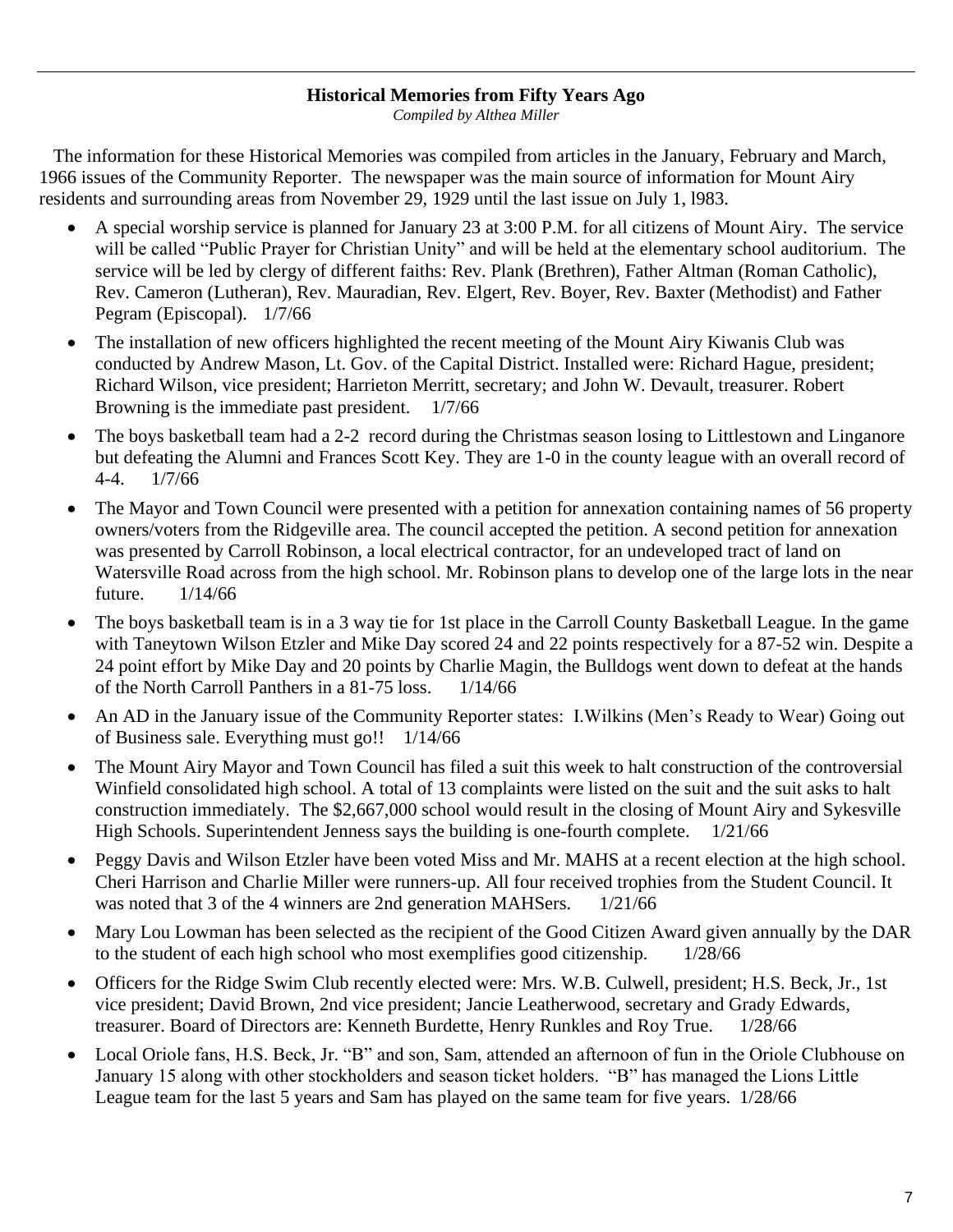**Historical Memories from Fifty Years Ago**

*Compiled by Althea Miller*

The information for these Historical Memories was compiled from articles in the January, February and March, 1966 issues of the Community Reporter. The newspaper was the main source of information for Mount Airy residents and surrounding areas from November 29, 1929 until the last issue on July 1, l983.

- A special worship service is planned for January 23 at 3:00 P.M. for all citizens of Mount Airy. The service will be called "Public Prayer for Christian Unity" and will be held at the elementary school auditorium. The service will be led by clergy of different faiths: Rev. Plank (Brethren), Father Altman (Roman Catholic), Rev. Cameron (Lutheran), Rev. Mauradian, Rev. Elgert, Rev. Boyer, Rev. Baxter (Methodist) and Father Pegram (Episcopal). 1/7/66
- The installation of new officers highlighted the recent meeting of the Mount Airy Kiwanis Club was conducted by Andrew Mason, Lt. Gov. of the Capital District. Installed were: Richard Hague, president; Richard Wilson, vice president; Harrieton Merritt, secretary; and John W. Devault, treasurer. Robert Browning is the immediate past president. 1/7/66
- The boys basketball team had a 2-2 record during the Christmas season losing to Littlestown and Linganore but defeating the Alumni and Frances Scott Key. They are 1-0 in the county league with an overall record of 4-4. 1/7/66
- The Mayor and Town Council were presented with a petition for annexation containing names of 56 property owners/voters from the Ridgeville area. The council accepted the petition. A second petition for annexation was presented by Carroll Robinson, a local electrical contractor, for an undeveloped tract of land on Watersville Road across from the high school. Mr. Robinson plans to develop one of the large lots in the near future. 1/14/66
- The boys basketball team is in a 3 way tie for 1st place in the Carroll County Basketball League. In the game with Taneytown Wilson Etzler and Mike Day scored 24 and 22 points respectively for a 87-52 win. Despite a 24 point effort by Mike Day and 20 points by Charlie Magin, the Bulldogs went down to defeat at the hands of the North Carroll Panthers in a 81-75 loss. 1/14/66
- An AD in the January issue of the Community Reporter states: I.Wilkins (Men's Ready to Wear) Going out of Business sale. Everything must go!! 1/14/66
- The Mount Airy Mayor and Town Council has filed a suit this week to halt construction of the controversial Winfield consolidated high school. A total of 13 complaints were listed on the suit and the suit asks to halt construction immediately. The $2,667,000 school would result in the closing of Mount Airy and Sykesville High Schools. Superintendent Jenness says the building is one-fourth complete. 1/21/66
- Peggy Davis and Wilson Etzler have been voted Miss and Mr. MAHS at a recent election at the high school. Cheri Harrison and Charlie Miller were runners-up. All four received trophies from the Student Council. It was noted that 3 of the 4 winners are 2nd generation MAHSers. 1/21/66
- Mary Lou Lowman has been selected as the recipient of the Good Citizen Award given annually by the DAR to the student of each high school who most exemplifies good citizenship. 1/28/66
- Officers for the Ridge Swim Club recently elected were: Mrs. W.B. Culwell, president; H.S. Beck, Jr., 1st vice president; David Brown, 2nd vice president; Jancie Leatherwood, secretary and Grady Edwards, treasurer. Board of Directors are: Kenneth Burdette, Henry Runkles and Roy True. 1/28/66
- Local Oriole fans, H.S. Beck, Jr. "B" and son, Sam, attended an afternoon of fun in the Oriole Clubhouse on January 15 along with other stockholders and season ticket holders. "B" has managed the Lions Little League team for the last 5 years and Sam has played on the same team for five years. 1/28/66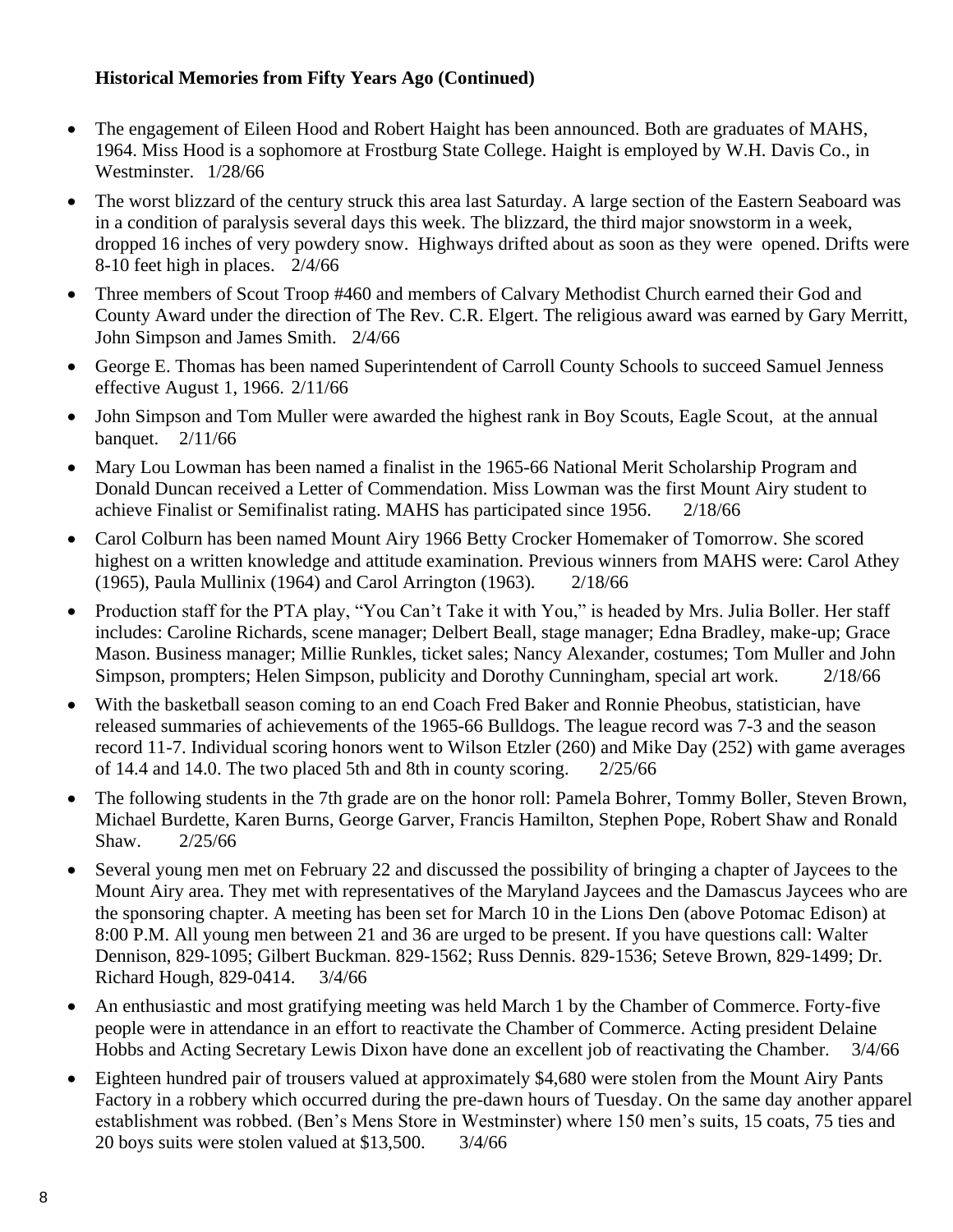**Historical Memories from Fifty Years Ago (Continued)**

- The engagement of Eileen Hood and Robert Haight has been announced. Both are graduates of MAHS, 1964. Miss Hood is a sophomore at Frostburg State College. Haight is employed by W.H. Davis Co., in Westminster. 1/28/66
- The worst blizzard of the century struck this area last Saturday. A large section of the Eastern Seaboard was in a condition of paralysis several days this week. The blizzard, the third major snowstorm in a week, dropped 16 inches of very powdery snow. Highways drifted about as soon as they were opened. Drifts were 8-10 feet high in places. 2/4/66
- Three members of Scout Troop #460 and members of Calvary Methodist Church earned their God and County Award under the direction of The Rev. C.R. Elgert. The religious award was earned by Gary Merritt, John Simpson and James Smith. 2/4/66
- George E. Thomas has been named Superintendent of Carroll County Schools to succeed Samuel Jenness effective August 1, 1966. 2/11/66
- John Simpson and Tom Muller were awarded the highest rank in Boy Scouts, Eagle Scout, at the annual banquet. 2/11/66
- Mary Lou Lowman has been named a finalist in the 1965-66 National Merit Scholarship Program and Donald Duncan received a Letter of Commendation. Miss Lowman was the first Mount Airy student to achieve Finalist or Semifinalist rating. MAHS has participated since 1956. 2/18/66
- Carol Colburn has been named Mount Airy 1966 Betty Crocker Homemaker of Tomorrow. She scored highest on a written knowledge and attitude examination. Previous winners from MAHS were: Carol Athey (1965), Paula Mullinix (1964) and Carol Arrington (1963). 2/18/66
- Production staff for the PTA play, "You Can't Take it with You," is headed by Mrs. Julia Boller. Her staff includes: Caroline Richards, scene manager; Delbert Beall, stage manager; Edna Bradley, make-up; Grace Mason. Business manager; Millie Runkles, ticket sales; Nancy Alexander, costumes; Tom Muller and John Simpson, prompters; Helen Simpson, publicity and Dorothy Cunningham, special art work. 2/18/66
- With the basketball season coming to an end Coach Fred Baker and Ronnie Pheobus, statistician, have released summaries of achievements of the 1965-66 Bulldogs. The league record was 7-3 and the season record 11-7. Individual scoring honors went to Wilson Etzler (260) and Mike Day (252) with game averages of 14.4 and 14.0. The two placed 5th and 8th in county scoring. 2/25/66
- The following students in the 7th grade are on the honor roll: Pamela Bohrer, Tommy Boller, Steven Brown, Michael Burdette, Karen Burns, George Garver, Francis Hamilton, Stephen Pope, Robert Shaw and Ronald Shaw. 2/25/66
- Several young men met on February 22 and discussed the possibility of bringing a chapter of Jaycees to the Mount Airy area. They met with representatives of the Maryland Jaycees and the Damascus Jaycees who are the sponsoring chapter. A meeting has been set for March 10 in the Lions Den (above Potomac Edison) at 8:00 P.M. All young men between 21 and 36 are urged to be present. If you have questions call: Walter Dennison, 829-1095; Gilbert Buckman. 829-1562; Russ Dennis. 829-1536; Seteve Brown, 829-1499; Dr. Richard Hough, 829-0414. 3/4/66
- An enthusiastic and most gratifying meeting was held March 1 by the Chamber of Commerce. Forty-five people were in attendance in an effort to reactivate the Chamber of Commerce. Acting president Delaine Hobbs and Acting Secretary Lewis Dixon have done an excellent job of reactivating the Chamber. 3/4/66
- Eighteen hundred pair of trousers valued at approximately $4,680 were stolen from the Mount Airy Pants Factory in a robbery which occurred during the pre-dawn hours of Tuesday. On the same day another apparel establishment was robbed. (Ben's Mens Store in Westminster) where 150 men's suits, 15 coats, 75 ties and 20 boys suits were stolen valued at $13,500. 3/4/66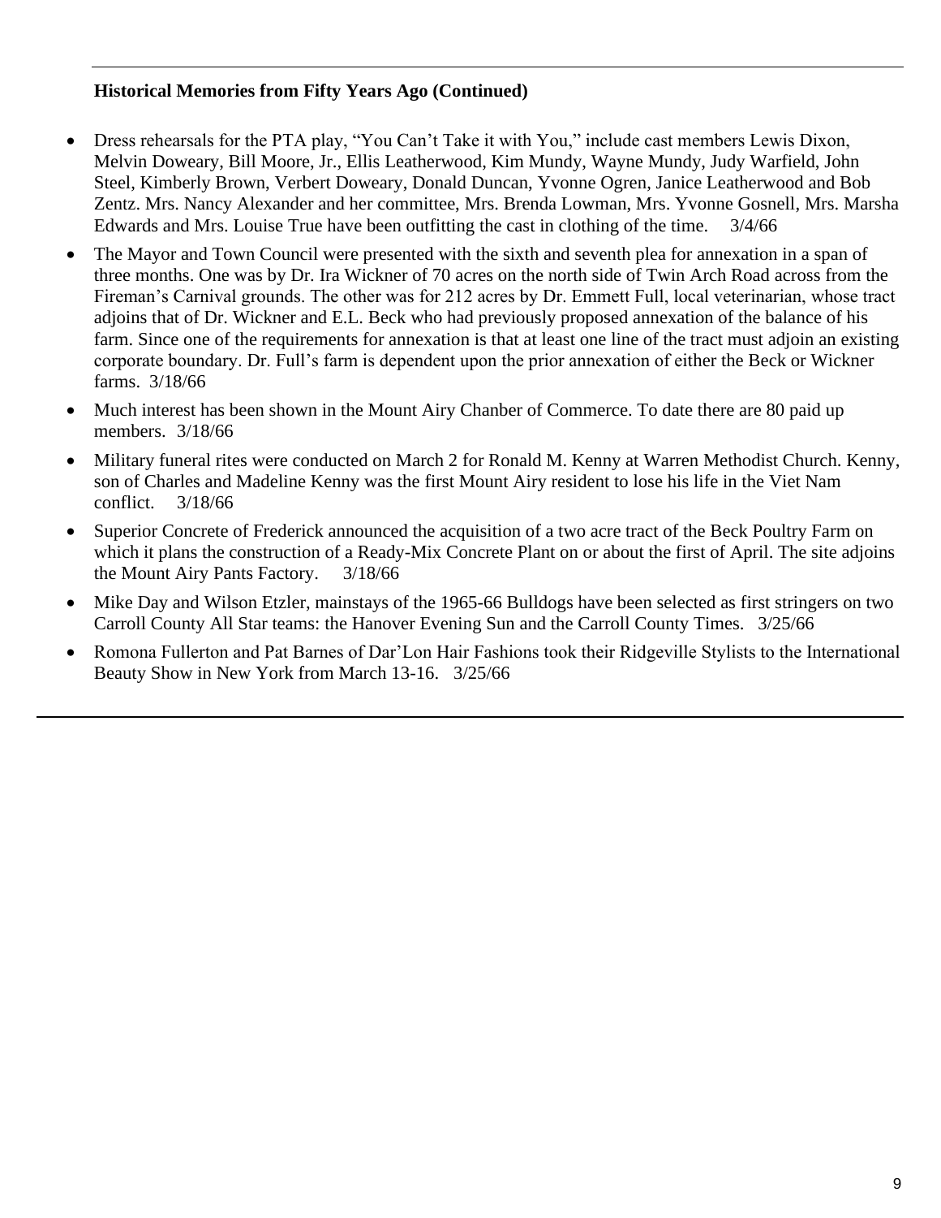**Historical Memories from Fifty Years Ago (Continued)**

- Dress rehearsals for the PTA play, "You Can't Take it with You," include cast members Lewis Dixon, Melvin Doweary, Bill Moore, Jr., Ellis Leatherwood, Kim Mundy, Wayne Mundy, Judy Warfield, John Steel, Kimberly Brown, Verbert Doweary, Donald Duncan, Yvonne Ogren, Janice Leatherwood and Bob Zentz. Mrs. Nancy Alexander and her committee, Mrs. Brenda Lowman, Mrs. Yvonne Gosnell, Mrs. Marsha Edwards and Mrs. Louise True have been outfitting the cast in clothing of the time. 3/4/66
- The Mayor and Town Council were presented with the sixth and seventh plea for annexation in a span of three months. One was by Dr. Ira Wickner of 70 acres on the north side of Twin Arch Road across from the Fireman's Carnival grounds. The other was for 212 acres by Dr. Emmett Full, local veterinarian, whose tract adjoins that of Dr. Wickner and E.L. Beck who had previously proposed annexation of the balance of his farm. Since one of the requirements for annexation is that at least one line of the tract must adjoin an existing corporate boundary. Dr. Full's farm is dependent upon the prior annexation of either the Beck or Wickner farms. 3/18/66
- Much interest has been shown in the Mount Airy Chanber of Commerce. To date there are 80 paid up members. 3/18/66
- Military funeral rites were conducted on March 2 for Ronald M. Kenny at Warren Methodist Church. Kenny, son of Charles and Madeline Kenny was the first Mount Airy resident to lose his life in the Viet Nam conflict. 3/18/66
- Superior Concrete of Frederick announced the acquisition of a two acre tract of the Beck Poultry Farm on which it plans the construction of a Ready-Mix Concrete Plant on or about the first of April. The site adjoins the Mount Airy Pants Factory. 3/18/66
- Mike Day and Wilson Etzler, mainstays of the 1965-66 Bulldogs have been selected as first stringers on two Carroll County All Star teams: the Hanover Evening Sun and the Carroll County Times. 3/25/66
- Romona Fullerton and Pat Barnes of Dar'Lon Hair Fashions took their Ridgeville Stylists to the International Beauty Show in New York from March 13-16. 3/25/66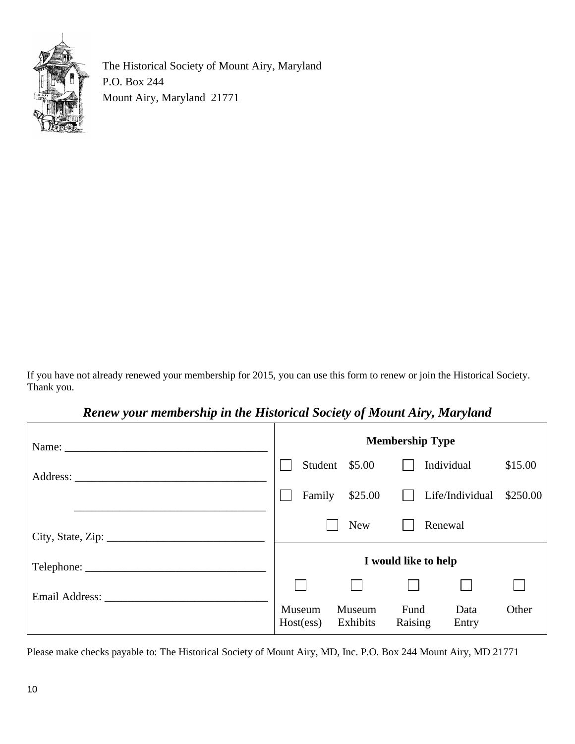The Historical Society of Mount Airy, Maryland
P.O. Box 244
Mount Airy, Maryland 21771

If you have not already renewed your membership for 2015, you can use this form to renew or join the Historical Society. Thank you.

## *Renew your membership in the Historical Society of Mount Airy, Maryland*

| | | | | | | |
|---|---|---|---|---|---|---|
| Name: ___________________________________ | **Membership Type** | | | | | |
| Address: ________________________________ | ☐ | Student | $5.00 | ☐ | Individual | $15.00 |
| ________________________________ | ☐ | Family | $25.00 | ☐ | Life/Individual | $250.00 |
| City, State, Zip: __________________________ | ☐ | New | | ☐ | Renewal | |
| Telephone: ______________________________ | **I would like to help** | | | | | |
| Email Address: ___________________________ | ☐ Museum Host(ess) | ☐ Museum Exhibits | ☐ Fund Raising | ☐ Data Entry | ☐ Other | |

Please make checks payable to: The Historical Society of Mount Airy, MD, Inc. P.O. Box 244 Mount Airy, MD 21771